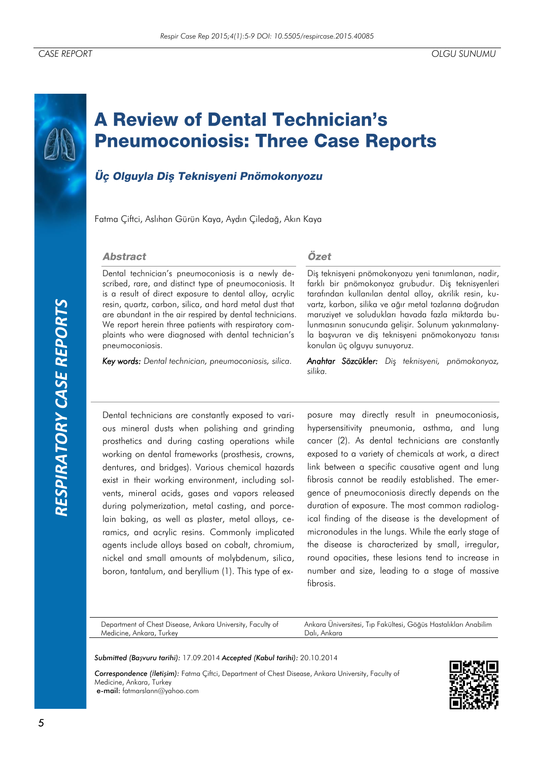CASE REPORT OLGU SUNUMU

# A Review of Dental Technician's Pneumoconiosis: Three Case Reports

## *Üç Olguyla Diş Teknisyeni Pnömokonyozu*

Fatma Çiftci, Aslıhan Gürün Kaya, Aydın Çiledağ, Akın Kaya

### Abstract

Dental technician's pneumoconiosis is a newly described, rare, and distinct type of pneumoconiosis. It is a result of direct exposure to dental alloy, acrylic resin, quartz, carbon, silica, and hard metal dust that are abundant in the air respired by dental technicians. We report herein three patients with respiratory complaints who were diagnosed with dental technician's pneumoconiosis.

*Key words: Dental technician, pneumoconiosis, silica.*

### Özet

Diş teknisyeni pnömokonyozu yeni tanımlanan, nadir, farklı bir pnömokonyoz grubudur. Diş teknisyenleri tarafından kullanılan dental alloy, akrilik resin, kuvartz, karbon, silika ve ağır metal tozlarına doğrudan maruziyet ve solunukları havada fazla miktarda bulunmasının sonucunda gelişir. Solunum yakınmalarıyla başvuran ve diş teknisyeni pnömokonyozu tanısı konulan üç olguyu sunuyoruz.

*Anahtar Sözcükler: Diş teknisyeni, pnömokonyoz, silika.*

Dental technicians are constantly exposed to various mineral dusts when polishing and grinding prosthetics and during casting operations while working on dental frameworks (prosthesis, crowns, dentures, and bridges). Various chemical hazards exist in their working environment, including solvents, mineral acids, gases and vapors released during polymerization, metal casting, and porcelain baking, as well as plaster, metal alloys, ceramics, and acrylic resins. Commonly implicated agents include alloys based on cobalt, chromium, nickel and small amounts of molybdenum, silica, boron, tantalum, and beryllium (1). This type of exposure may directly result in pneumoconiosis, hypersensitivity pneumonia, asthma, and lung cancer (2). As dental technicians are constantly exposed to a variety of chemicals at work, a direct link between a specific causative agent and lung fibrosis cannot be readily established. The emergence of pneumoconiosis directly depends on the duration of exposure. The most common radiological finding of the disease is the development of micronodules in the lungs. While the early stage of the disease is characterized by small, irregular, round opacities, these lesions tend to increase in number and size, leading to a stage of massive fibrosis.

Department of Chest Disease, Ankara University, Faculty of Medicine, Ankara, Turkey

Ankara Üniversitesi, Tıp Fakültesi, Göğüs Hastalıkları Anabilim Dalı, Ankara

*Submitted (Başvuru tarihi):* 17.09.2014 *Accepted (Kabul tarihi):* 20.10.2014

*Correspondence (İletişim):* Fatma Çiftci, Department of Chest Disease, Ankara University, Faculty of Medicine, Ankara, Turkey
**e-mail:** fatmarslann@yahoo.com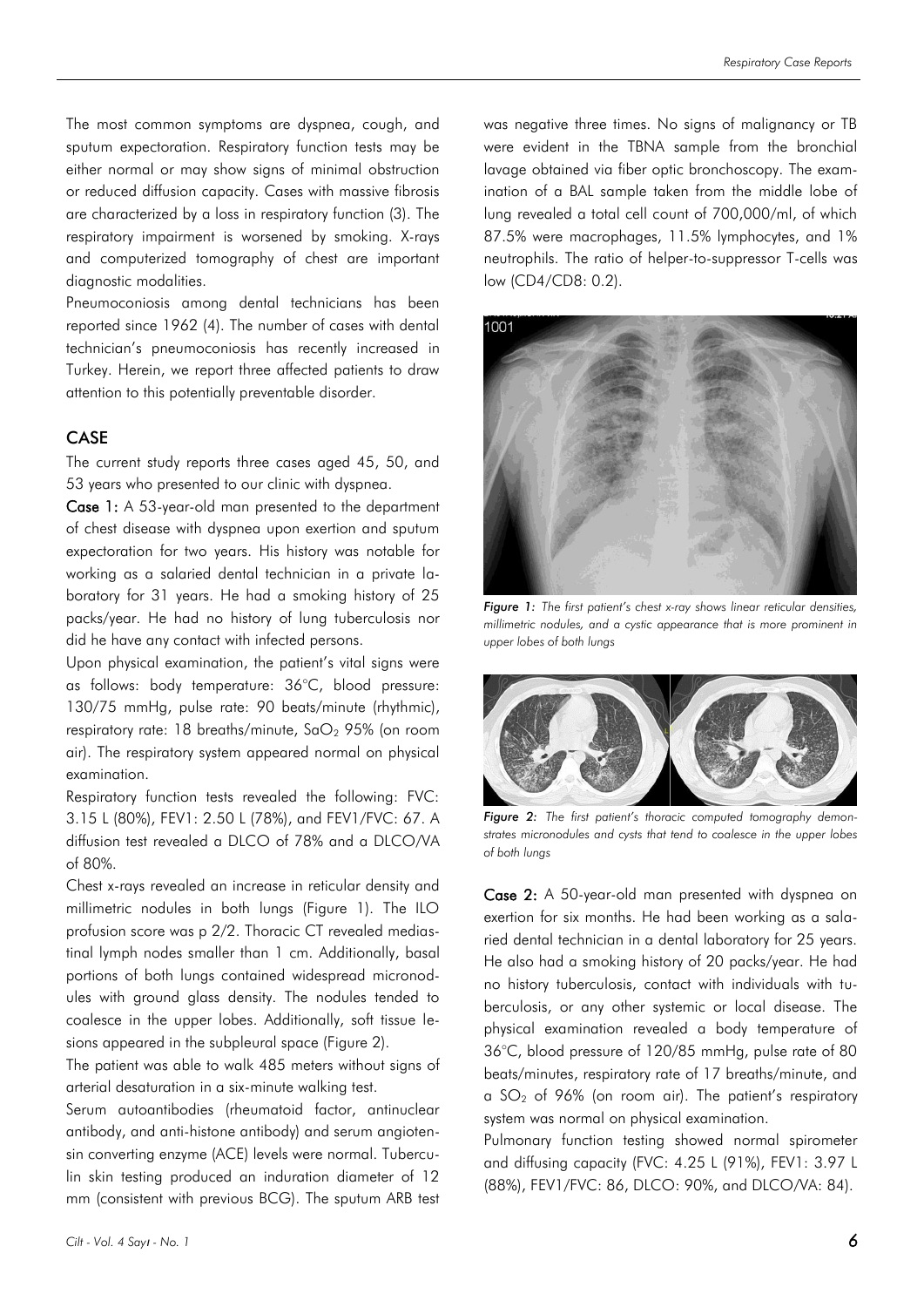The most common symptoms are dyspnea, cough, and sputum expectoration. Respiratory function tests may be either normal or may show signs of minimal obstruction or reduced diffusion capacity. Cases with massive fibrosis are characterized by a loss in respiratory function (3). The respiratory impairment is worsened by smoking. X-rays and computerized tomography of chest are important diagnostic modalities.

Pneumoconiosis among dental technicians has been reported since 1962 (4). The number of cases with dental technician's pneumoconiosis has recently increased in Turkey. Herein, we report three affected patients to draw attention to this potentially preventable disorder.

## CASE

The current study reports three cases aged 45, 50, and 53 years who presented to our clinic with dyspnea.

**Case 1:** A 53-year-old man presented to the department of chest disease with dyspnea upon exertion and sputum expectoration for two years. His history was notable for working as a salaried dental technician in a private laboratory for 31 years. He had a smoking history of 25 packs/year. He had no history of lung tuberculosis nor did he have any contact with infected persons.

Upon physical examination, the patient's vital signs were as follows: body temperature: 36°C, blood pressure: 130/75 mmHg, pulse rate: 90 beats/minute (rhythmic), respiratory rate: 18 breaths/minute, $SaO_2$ 95% (on room air). The respiratory system appeared normal on physical examination.

Respiratory function tests revealed the following: FVC: 3.15 L (80%), FEV1: 2.50 L (78%), and FEV1/FVC: 67. A diffusion test revealed a DLCO of 78% and a DLCO/VA of 80%.

Chest x-rays revealed an increase in reticular density and millimetric nodules in both lungs (Figure 1). The ILO profusion score was p 2/2. Thoracic CT revealed mediastinal lymph nodes smaller than 1 cm. Additionally, basal portions of both lungs contained widespread micronodules with ground glass density. The nodules tended to coalesce in the upper lobes. Additionally, soft tissue lesions appeared in the subpleural space (Figure 2).

The patient was able to walk 485 meters without signs of arterial desaturation in a six-minute walking test.

Serum autoantibodies (rheumatoid factor, antinuclear antibody, and anti-histone antibody) and serum angiotensin converting enzyme (ACE) levels were normal. Tuberculin skin testing produced an induration diameter of 12 mm (consistent with previous BCG). The sputum ARB test was negative three times. No signs of malignancy or TB were evident in the TBNA sample from the bronchial lavage obtained via fiber optic bronchoscopy. The examination of a BAL sample taken from the middle lobe of lung revealed a total cell count of 700,000/ml, of which 87.5% were macrophages, 11.5% lymphocytes, and 1% neutrophils. The ratio of helper-to-suppressor T-cells was low (CD4/CD8: 0.2).

*Figure 1: The first patient's chest x-ray shows linear reticular densities, millimetric nodules, and a cystic appearance that is more prominent in upper lobes of both lungs*

*Figure 2: The first patient's thoracic computed tomography demonstrates micronodules and cysts that tend to coalesce in the upper lobes of both lungs*

**Case 2:** A 50-year-old man presented with dyspnea on exertion for six months. He had been working as a salaried dental technician in a dental laboratory for 25 years. He also had a smoking history of 20 packs/year. He had no history tuberculosis, contact with individuals with tuberculosis, or any other systemic or local disease. The physical examination revealed a body temperature of 36°C, blood pressure of 120/85 mmHg, pulse rate of 80 beats/minutes, respiratory rate of 17 breaths/minute, and a $SO_2$ of 96% (on room air). The patient's respiratory system was normal on physical examination.

Pulmonary function testing showed normal spirometer and diffusing capacity (FVC: 4.25 L (91%), FEV1: 3.97 L (88%), FEV1/FVC: 86, DLCO: 90%, and DLCO/VA: 84).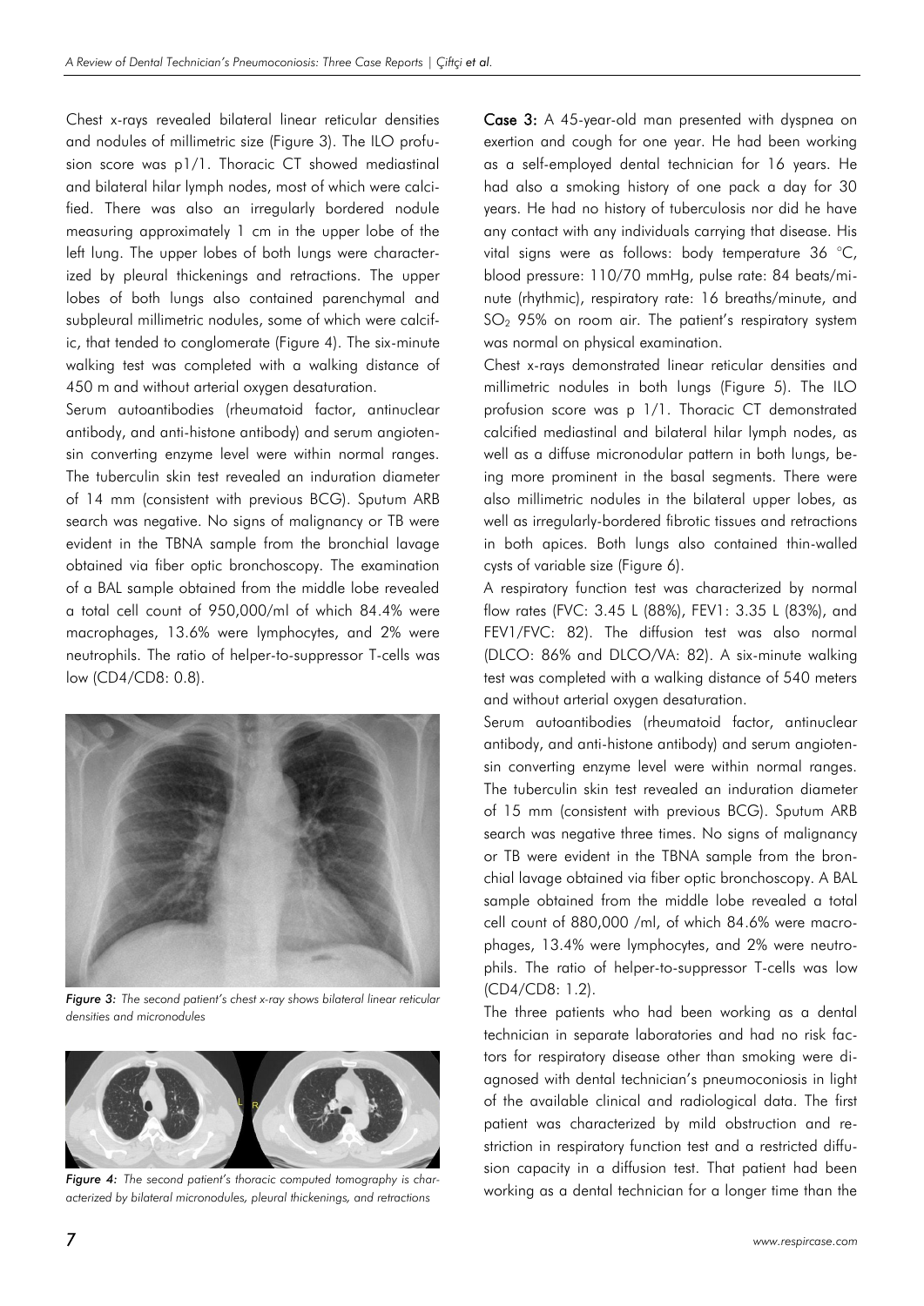Chest x-rays revealed bilateral linear reticular densities and nodules of millimetric size (Figure 3). The ILO profusion score was p1/1. Thoracic CT showed mediastinal and bilateral hilar lymph nodes, most of which were calcified. There was also an irregularly bordered nodule measuring approximately 1 cm in the upper lobe of the left lung. The upper lobes of both lungs were characterized by pleural thickenings and retractions. The upper lobes of both lungs also contained parenchymal and subpleural millimetric nodules, some of which were calcific, that tended to conglomerate (Figure 4). The six-minute walking test was completed with a walking distance of 450 m and without arterial oxygen desaturation.

Serum autoantibodies (rheumatoid factor, antinuclear antibody, and anti-histone antibody) and serum angiotensin converting enzyme level were within normal ranges. The tuberculin skin test revealed an induration diameter of 14 mm (consistent with previous BCG). Sputum ARB search was negative. No signs of malignancy or TB were evident in the TBNA sample from the bronchial lavage obtained via fiber optic bronchoscopy. The examination of a BAL sample obtained from the middle lobe revealed a total cell count of 950,000/ml of which 84.4% were macrophages, 13.6% were lymphocytes, and 2% were neutrophils. The ratio of helper-to-suppressor T-cells was low (CD4/CD8: 0.8).

*Figure 3: The second patient's chest x-ray shows bilateral linear reticular densities and micronodules*

*Figure 4: The second patient's thoracic computed tomography is characterized by bilateral micronodules, pleural thickenings, and retractions*

**Case 3:** A 45-year-old man presented with dyspnea on exertion and cough for one year. He had been working as a self-employed dental technician for 16 years. He had also a smoking history of one pack a day for 30 years. He had no history of tuberculosis nor did he have any contact with any individuals carrying that disease. His vital signs were as follows: body temperature 36 °C, blood pressure: 110/70 mmHg, pulse rate: 84 beats/minute (rhythmic), respiratory rate: 16 breaths/minute, and $SO_2$ 95% on room air. The patient's respiratory system was normal on physical examination.

Chest x-rays demonstrated linear reticular densities and millimetric nodules in both lungs (Figure 5). The ILO profusion score was p 1/1. Thoracic CT demonstrated calcified mediastinal and bilateral hilar lymph nodes, as well as a diffuse micronodular pattern in both lungs, being more prominent in the basal segments. There were also millimetric nodules in the bilateral upper lobes, as well as irregularly-bordered fibrotic tissues and retractions in both apices. Both lungs also contained thin-walled cysts of variable size (Figure 6).

A respiratory function test was characterized by normal flow rates (FVC: 3.45 L (88%), FEV1: 3.35 L (83%), and FEV1/FVC: 82). The diffusion test was also normal (DLCO: 86% and DLCO/VA: 82). A six-minute walking test was completed with a walking distance of 540 meters and without arterial oxygen desaturation.

Serum autoantibodies (rheumatoid factor, antinuclear antibody, and anti-histone antibody) and serum angiotensin converting enzyme level were within normal ranges. The tuberculin skin test revealed an induration diameter of 15 mm (consistent with previous BCG). Sputum ARB search was negative three times. No signs of malignancy or TB were evident in the TBNA sample from the bronchial lavage obtained via fiber optic bronchoscopy. A BAL sample obtained from the middle lobe revealed a total cell count of 880,000 /ml, of which 84.6% were macrophages, 13.4% were lymphocytes, and 2% were neutrophils. The ratio of helper-to-suppressor T-cells was low (CD4/CD8: 1.2).

The three patients who had been working as a dental technician in separate laboratories and had no risk factors for respiratory disease other than smoking were diagnosed with dental technician's pneumoconiosis in light of the available clinical and radiological data. The first patient was characterized by mild obstruction and restriction in respiratory function test and a restricted diffusion capacity in a diffusion test. That patient had been working as a dental technician for a longer time than the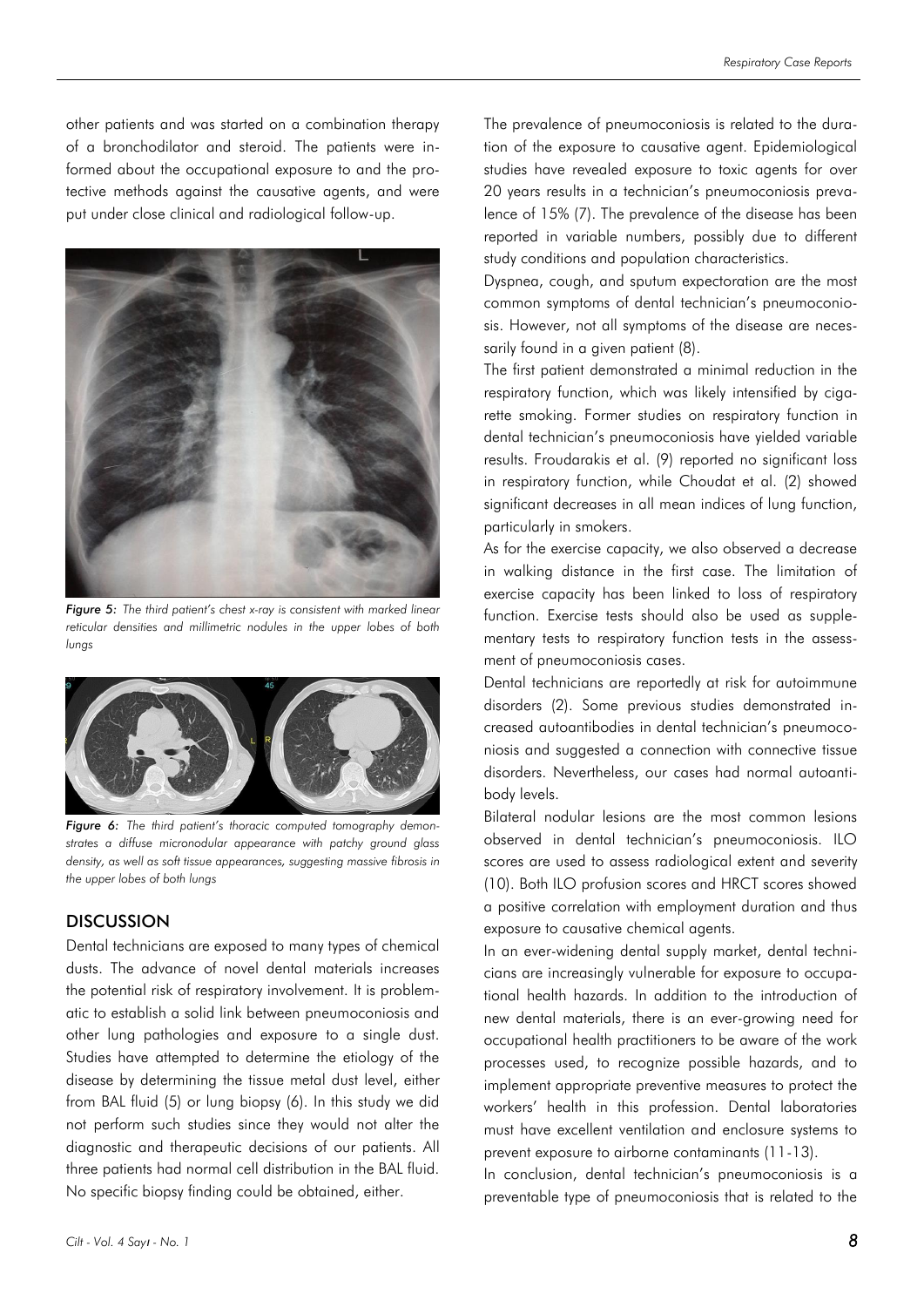other patients and was started on a combination therapy of a bronchodilator and steroid. The patients were informed about the occupational exposure to and the protective methods against the causative agents, and were put under close clinical and radiological follow-up.

*Figure 5: The third patient's chest x-ray is consistent with marked linear reticular densities and millimetric nodules in the upper lobes of both lungs*

*Figure 6: The third patient's thoracic computed tomography demonstrates a diffuse micronodular appearance with patchy ground glass density, as well as soft tissue appearances, suggesting massive fibrosis in the upper lobes of both lungs*

## DISCUSSION

Dental technicians are exposed to many types of chemical dusts. The advance of novel dental materials increases the potential risk of respiratory involvement. It is problematic to establish a solid link between pneumoconiosis and other lung pathologies and exposure to a single dust. Studies have attempted to determine the etiology of the disease by determining the tissue metal dust level, either from BAL fluid (5) or lung biopsy (6). In this study we did not perform such studies since they would not alter the diagnostic and therapeutic decisions of our patients. All three patients had normal cell distribution in the BAL fluid. No specific biopsy finding could be obtained, either.

The prevalence of pneumoconiosis is related to the duration of the exposure to causative agent. Epidemiological studies have revealed exposure to toxic agents for over 20 years results in a technician's pneumoconiosis prevalence of 15% (7). The prevalence of the disease has been reported in variable numbers, possibly due to different study conditions and population characteristics.

Dyspnea, cough, and sputum expectoration are the most common symptoms of dental technician's pneumoconiosis. However, not all symptoms of the disease are necessarily found in a given patient (8).

The first patient demonstrated a minimal reduction in the respiratory function, which was likely intensified by cigarette smoking. Former studies on respiratory function in dental technician's pneumoconiosis have yielded variable results. Froudarakis et al. (9) reported no significant loss in respiratory function, while Choudat et al. (2) showed significant decreases in all mean indices of lung function, particularly in smokers.

As for the exercise capacity, we also observed a decrease in walking distance in the first case. The limitation of exercise capacity has been linked to loss of respiratory function. Exercise tests should also be used as supplementary tests to respiratory function tests in the assessment of pneumoconiosis cases.

Dental technicians are reportedly at risk for autoimmune disorders (2). Some previous studies demonstrated increased autoantibodies in dental technician's pneumoconiosis and suggested a connection with connective tissue disorders. Nevertheless, our cases had normal autoantibody levels.

Bilateral nodular lesions are the most common lesions observed in dental technician's pneumoconiosis. ILO scores are used to assess radiological extent and severity (10). Both ILO profusion scores and HRCT scores showed a positive correlation with employment duration and thus exposure to causative chemical agents.

In an ever-widening dental supply market, dental technicians are increasingly vulnerable for exposure to occupational health hazards. In addition to the introduction of new dental materials, there is an ever-growing need for occupational health practitioners to be aware of the work processes used, to recognize possible hazards, and to implement appropriate preventive measures to protect the workers' health in this profession. Dental laboratories must have excellent ventilation and enclosure systems to prevent exposure to airborne contaminants (11-13).

In conclusion, dental technician's pneumoconiosis is a preventable type of pneumoconiosis that is related to the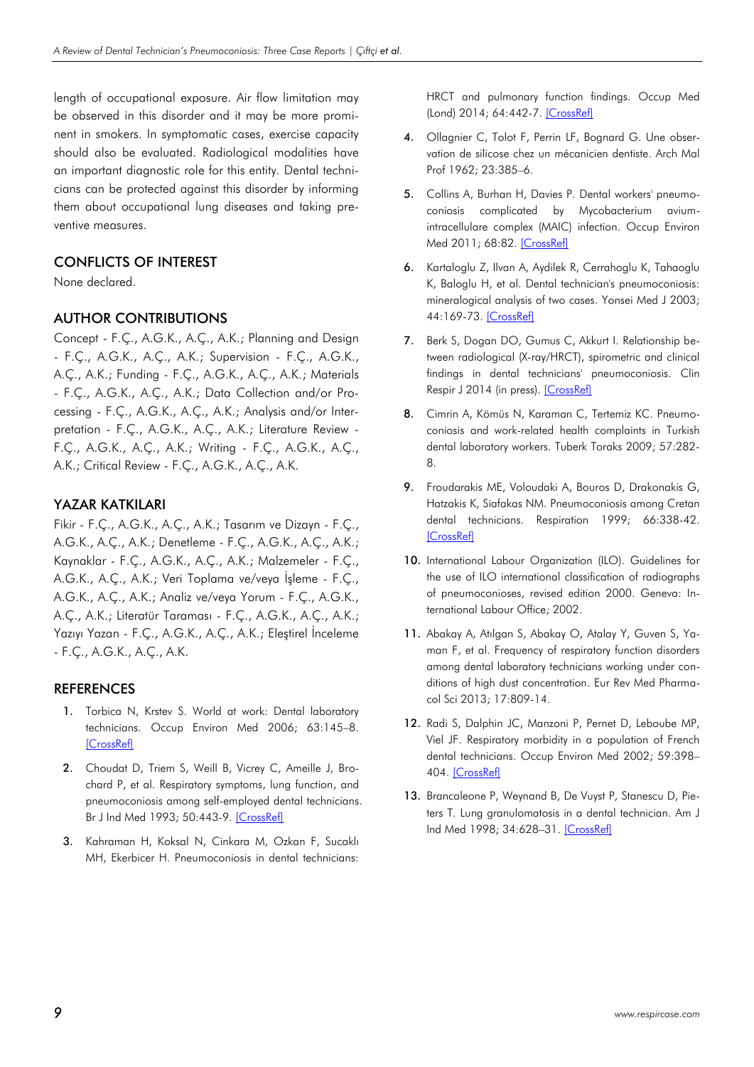length of occupational exposure. Air flow limitation may be observed in this disorder and it may be more prominent in smokers. In symptomatic cases, exercise capacity should also be evaluated. Radiological modalities have an important diagnostic role for this entity. Dental technicians can be protected against this disorder by informing them about occupational lung diseases and taking preventive measures.

## CONFLICTS OF INTEREST

None declared.

## AUTHOR CONTRIBUTIONS

Concept - F.Ç., A.G.K., A.Ç., A.K.; Planning and Design - F.Ç., A.G.K., A.Ç., A.K.; Supervision - F.Ç., A.G.K., A.Ç., A.K.; Funding - F.Ç., A.G.K., A.Ç., A.K.; Materials - F.Ç., A.G.K., A.Ç., A.K.; Data Collection and/or Processing - F.Ç., A.G.K., A.Ç., A.K.; Analysis and/or Interpretation - F.Ç., A.G.K., A.Ç., A.K.; Literature Review - F.Ç., A.G.K., A.Ç., A.K.; Writing - F.Ç., A.G.K., A.Ç., A.K.; Critical Review - F.Ç., A.G.K., A.Ç., A.K.

## YAZAR KATKILARI

Fikir - F.Ç., A.G.K., A.Ç., A.K.; Tasarım ve Dizayn - F.Ç., A.G.K., A.Ç., A.K.; Denetleme - F.Ç., A.G.K., A.Ç., A.K.; Kaynaklar - F.Ç., A.G.K., A.Ç., A.K.; Malzemeler - F.Ç., A.G.K., A.Ç., A.K.; Veri Toplama ve/veya İşleme - F.Ç., A.G.K., A.Ç., A.K.; Analiz ve/veya Yorum - F.Ç., A.G.K., A.Ç., A.K.; Literatür Taraması - F.Ç., A.G.K., A.Ç., A.K.; Yazıyı Yazan - F.Ç., A.G.K., A.Ç., A.K.; Eleştirel İnceleme - F.Ç., A.G.K., A.Ç., A.K.

## REFERENCES

1. Torbica N, Krstev S. World at work: Dental laboratory technicians. Occup Environ Med 2006; 63:145–8. [CrossRef]
2. Choudat D, Triem S, Weill B, Vicrey C, Ameille J, Brochard P, et al. Respiratory symptoms, lung function, and pneumoconiosis among self-employed dental technicians. Br J Ind Med 1993; 50:443-9. [CrossRef]
3. Kahraman H, Koksal N, Cinkara M, Ozkan F, Sucaklı MH, Ekerbicer H. Pneumoconiosis in dental technicians: HRCT and pulmonary function findings. Occup Med (Lond) 2014; 64:442-7. [CrossRef]
4. Ollagnier C, Tolot F, Perrin LF, Bognard G. Une observation de silicose chez un mécanicien dentiste. Arch Mal Prof 1962; 23:385–6.
5. Collins A, Burhan H, Davies P. Dental workers' pneumoconiosis complicated by Mycobacterium avium-intracellulare complex (MAIC) infection. Occup Environ Med 2011; 68:82. [CrossRef]
6. Kartaloglu Z, Ilvan A, Aydilek R, Cerrahoglu K, Tahaoglu K, Baloglu H, et al. Dental technician's pneumoconiosis: mineralogical analysis of two cases. Yonsei Med J 2003; 44:169-73. [CrossRef]
7. Berk S, Dogan DO, Gumus C, Akkurt I. Relationship between radiological (X-ray/HRCT), spirometric and clinical findings in dental technicians' pneumoconiosis. Clin Respir J 2014 (in press). [CrossRef]
8. Cimrin A, Kömüs N, Karaman C, Tertemiz KC. Pneumoconiosis and work-related health complaints in Turkish dental laboratory workers. Tuberk Toraks 2009; 57:282-8.
9. Froudarakis ME, Voloudaki A, Bouros D, Drakonakis G, Hatzakis K, Siafakas NM. Pneumoconiosis among Cretan dental technicians. Respiration 1999; 66:338-42. [CrossRef]
10. International Labour Organization (ILO). Guidelines for the use of ILO international classification of radiographs of pneumoconioses, revised edition 2000. Geneva: International Labour Office; 2002.
11. Abakay A, Atılgan S, Abakay O, Atalay Y, Guven S, Yaman F, et al. Frequency of respiratory function disorders among dental laboratory technicians working under conditions of high dust concentration. Eur Rev Med Pharmacol Sci 2013; 17:809-14.
12. Radi S, Dalphin JC, Manzoni P, Pernet D, Leboube MP, Viel JF. Respiratory morbidity in a population of French dental technicians. Occup Environ Med 2002; 59:398–404. [CrossRef]
13. Brancaleone P, Weynand B, De Vuyst P, Stanescu D, Pieters T. Lung granulomatosis in a dental technician. Am J Ind Med 1998; 34:628–31. [CrossRef]